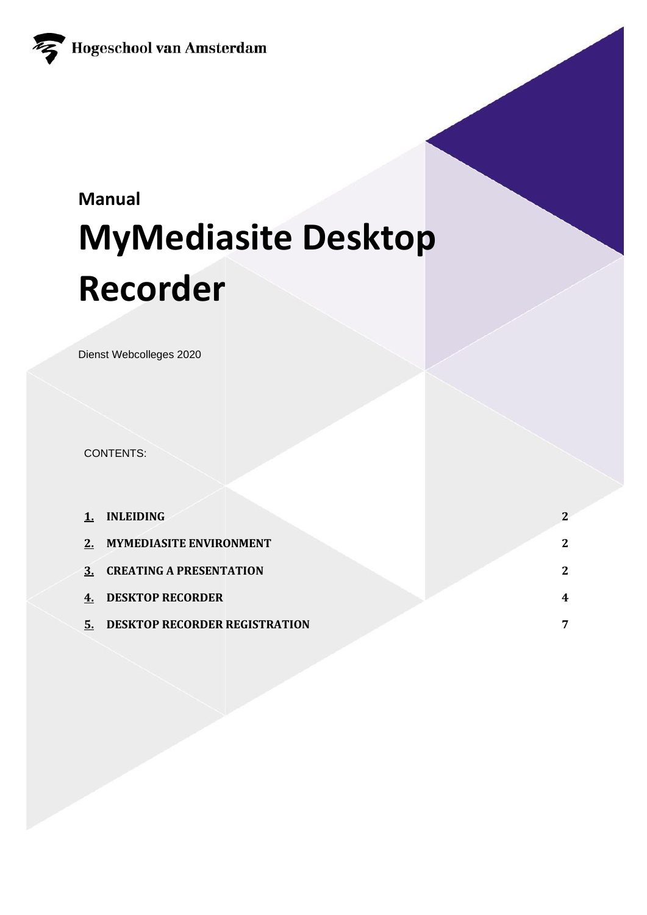Hogeschool van Amsterdam

**Manual**

# MyMediasite Desktop Recorder

Dienst Webcolleges 2020

CONTENTS:

| | | |
|---|---|---|
| **1.** | **INLEIDING** | **2** |
| **2.** | **MYMEDIASITE ENVIRONMENT** | **2** |
| **3.** | **CREATING A PRESENTATION** | **2** |
| **4.** | **DESKTOP RECORDER** | **4** |
| **5.** | **DESKTOP RECORDER REGISTRATION** | **7** |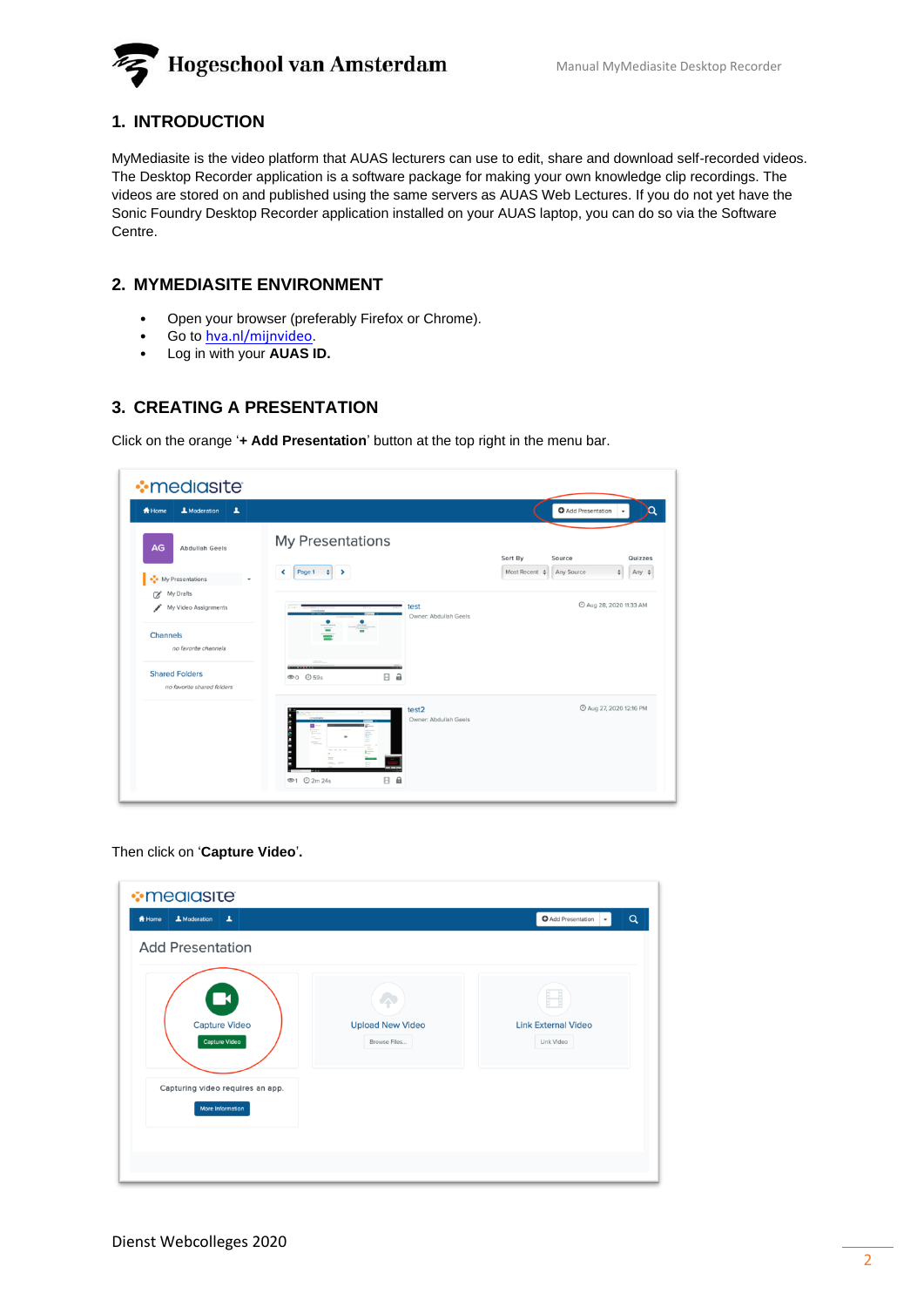## 1. INTRODUCTION

MyMediasite is the video platform that AUAS lecturers can use to edit, share and download self-recorded videos. The Desktop Recorder application is a software package for making your own knowledge clip recordings. The videos are stored on and published using the same servers as AUAS Web Lectures. If you do not yet have the Sonic Foundry Desktop Recorder application installed on your AUAS laptop, you can do so via the Software Centre.

## 2. MYMEDIASITE ENVIRONMENT

- Open your browser (preferably Firefox or Chrome).
- Go to [hva.nl/mijnvideo](hva.nl/mijnvideo).
- Log in with your **AUAS ID.**

## 3. CREATING A PRESENTATION

Click on the orange '**+ Add Presentation**' button at the top right in the menu bar.

Then click on '**Capture Video**'.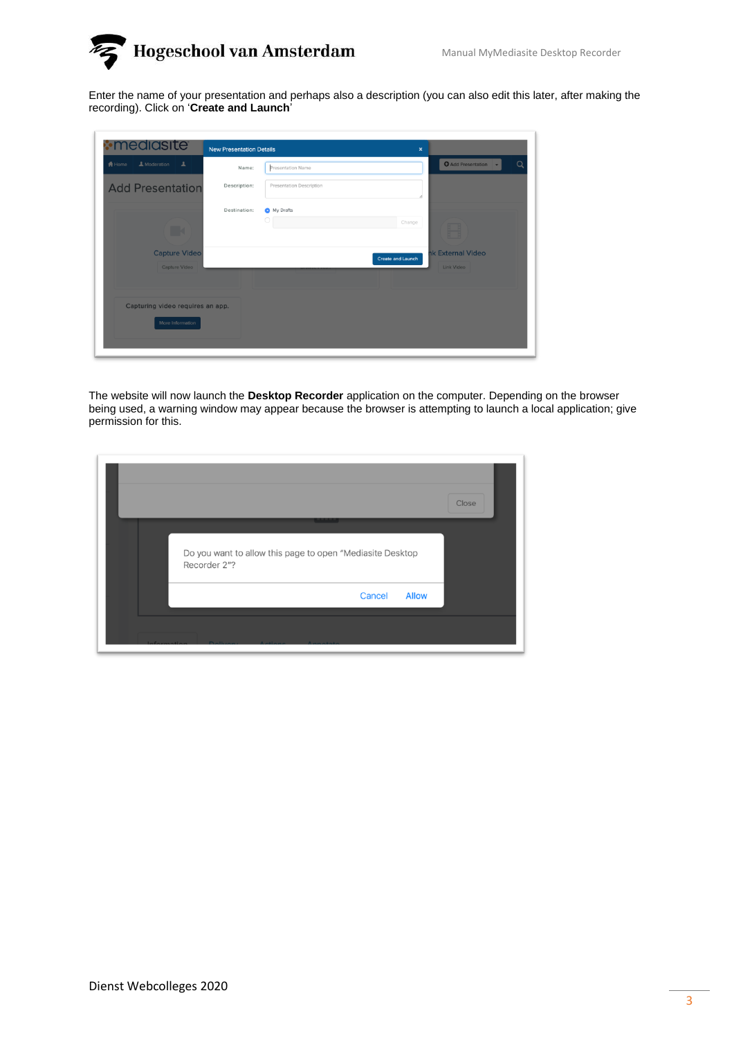Enter the name of your presentation and perhaps also a description (you can also edit this later, after making the recording). Click on '**Create and Launch**'

The website will now launch the **Desktop Recorder** application on the computer. Depending on the browser being used, a warning window may appear because the browser is attempting to launch a local application; give permission for this.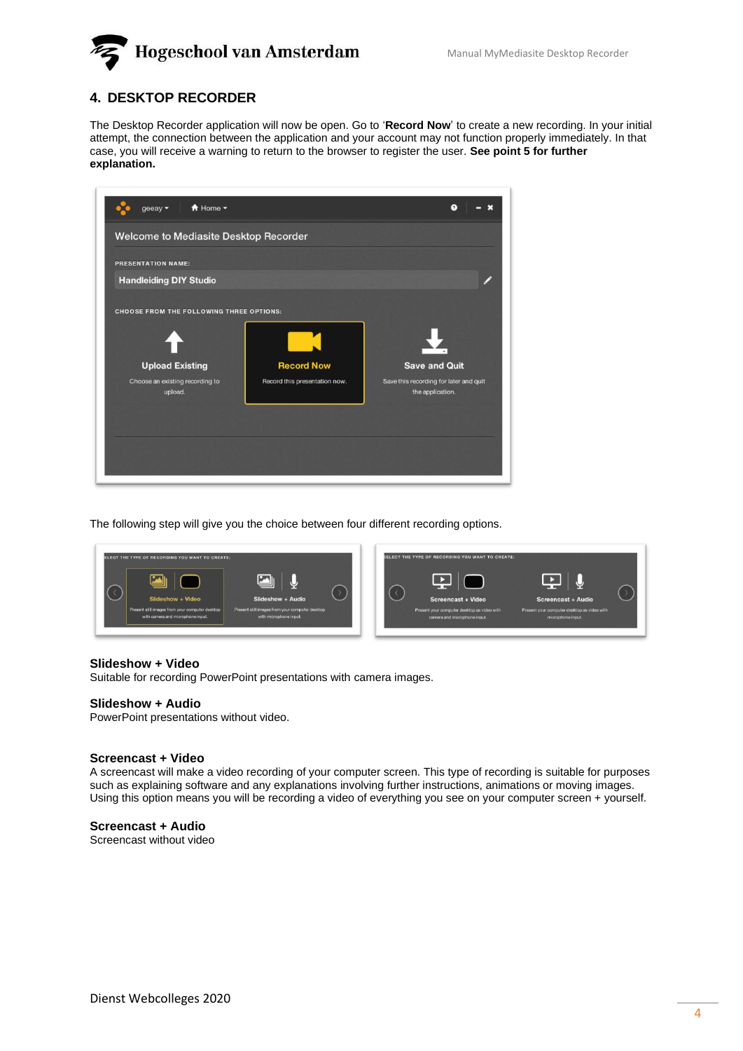## 4. DESKTOP RECORDER

The Desktop Recorder application will now be open. Go to '**Record Now**' to create a new recording. In your initial attempt, the connection between the application and your account may not function properly immediately. In that case, you will receive a warning to return to the browser to register the user. **See point 5 for further explanation.**

The following step will give you the choice between four different recording options.

**Slideshow + Video**
Suitable for recording PowerPoint presentations with camera images.

**Slideshow + Audio**
PowerPoint presentations without video.

**Screencast + Video**
A screencast will make a video recording of your computer screen. This type of recording is suitable for purposes such as explaining software and any explanations involving further instructions, animations or moving images. Using this option means you will be recording a video of everything you see on your computer screen + yourself.

**Screencast + Audio**
Screencast without video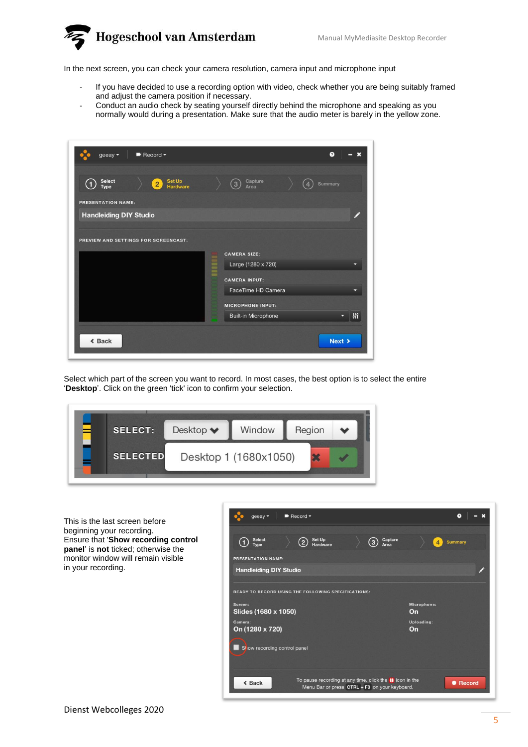In the next screen, you can check your camera resolution, camera input and microphone input

- If you have decided to use a recording option with video, check whether you are being suitably framed and adjust the camera position if necessary.
- Conduct an audio check by seating yourself directly behind the microphone and speaking as you normally would during a presentation. Make sure that the audio meter is barely in the yellow zone.

Select which part of the screen you want to record. In most cases, the best option is to select the entire '**Desktop**'. Click on the green 'tick' icon to confirm your selection.

This is the last screen before beginning your recording. Ensure that '**Show recording control panel**' is **not** ticked; otherwise the monitor window will remain visible in your recording.

Dienst Webcolleges 2020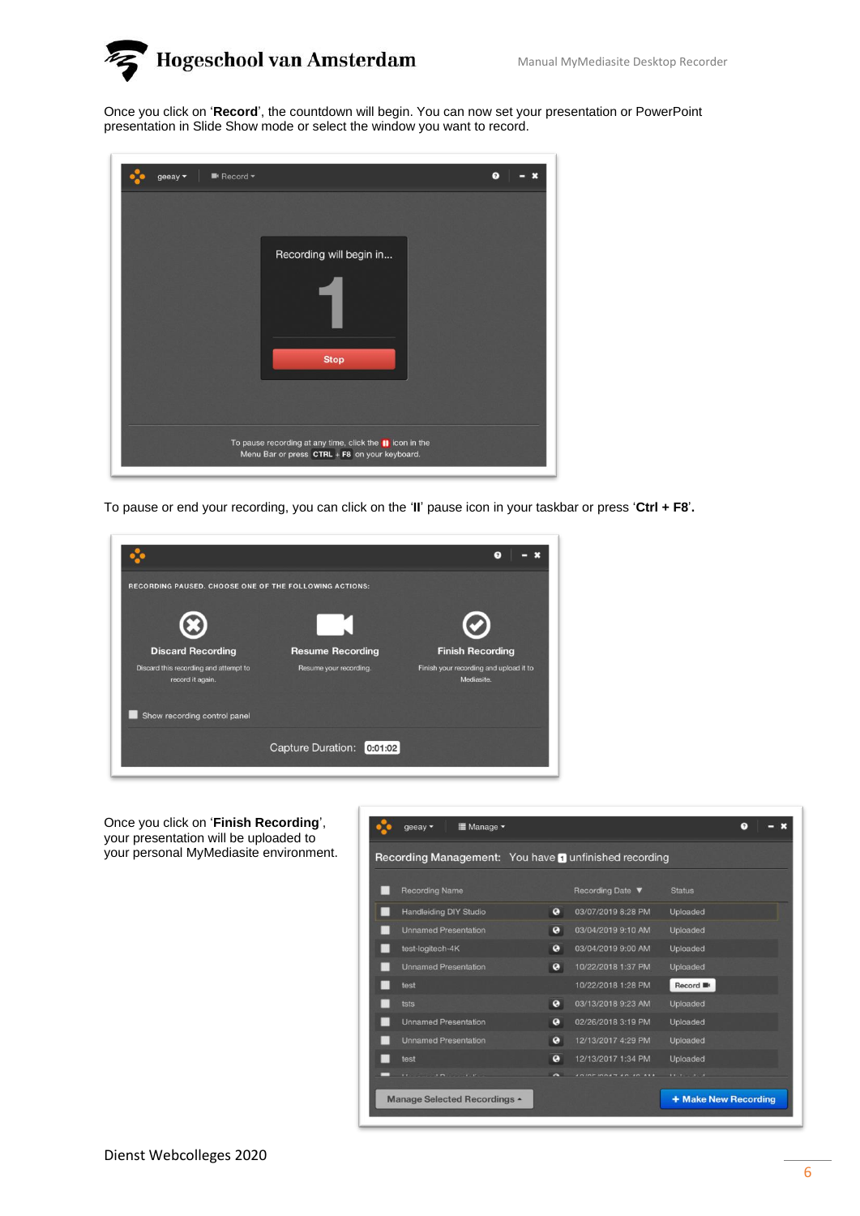Once you click on '**Record**', the countdown will begin. You can now set your presentation or PowerPoint presentation in Slide Show mode or select the window you want to record.

To pause or end your recording, you can click on the '**II**' pause icon in your taskbar or press '**Ctrl + F8**'.

Once you click on '**Finish Recording**', your presentation will be uploaded to your personal MyMediasite environment.

Dienst Webcolleges 2020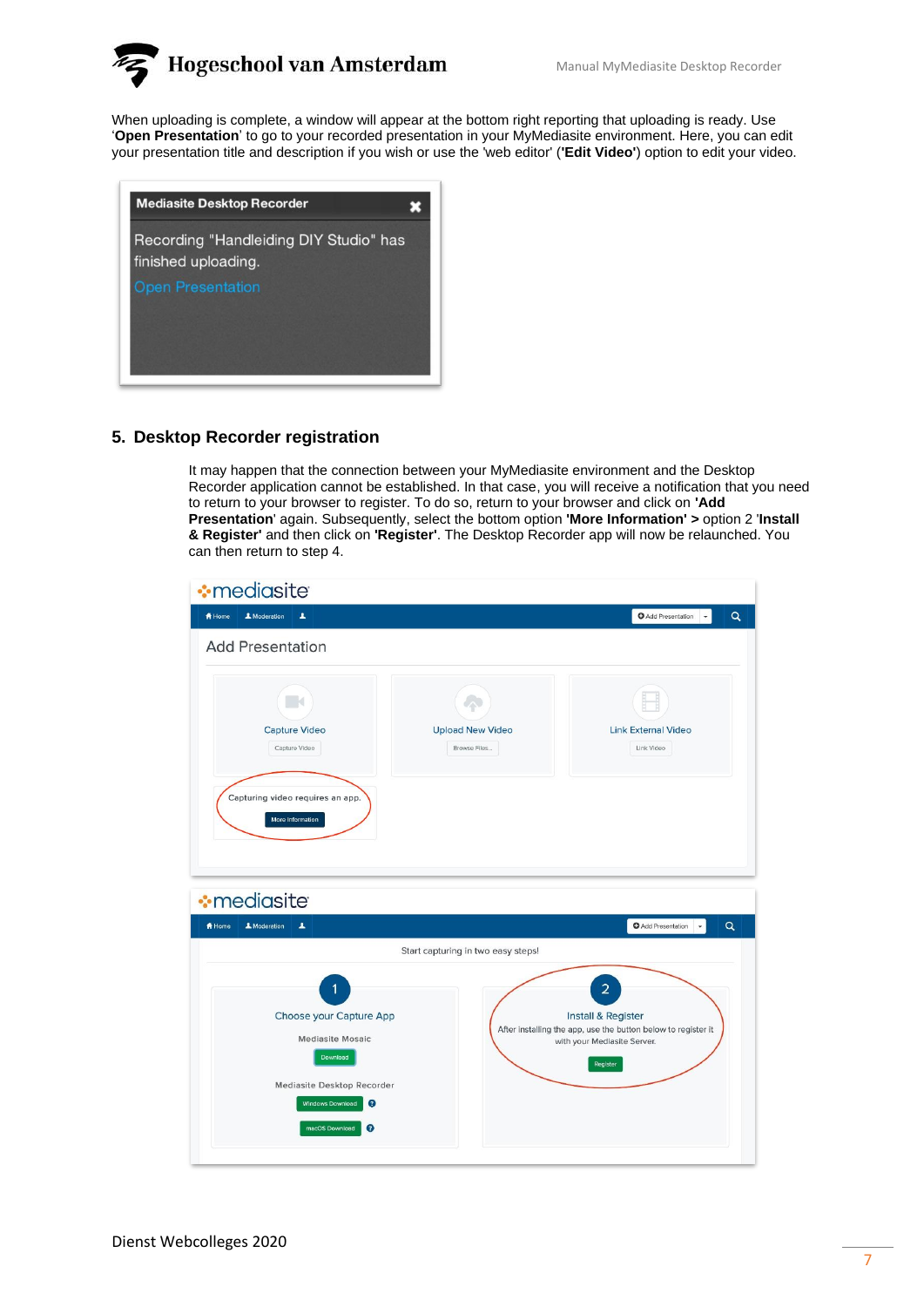When uploading is complete, a window will appear at the bottom right reporting that uploading is ready. Use '**Open Presentation**' to go to your recorded presentation in your MyMediasite environment. Here, you can edit your presentation title and description if you wish or use the 'web editor' ('**Edit Video'**) option to edit your video.

## 5. Desktop Recorder registration

It may happen that the connection between your MyMediasite environment and the Desktop Recorder application cannot be established. In that case, you will receive a notification that you need to return to your browser to register. To do so, return to your browser and click on **'Add Presentation**' again. Subsequently, select the bottom option **'More Information' >** option 2 '**Install & Register'** and then click on **'Register'**. The Desktop Recorder app will now be relaunched. You can then return to step 4.